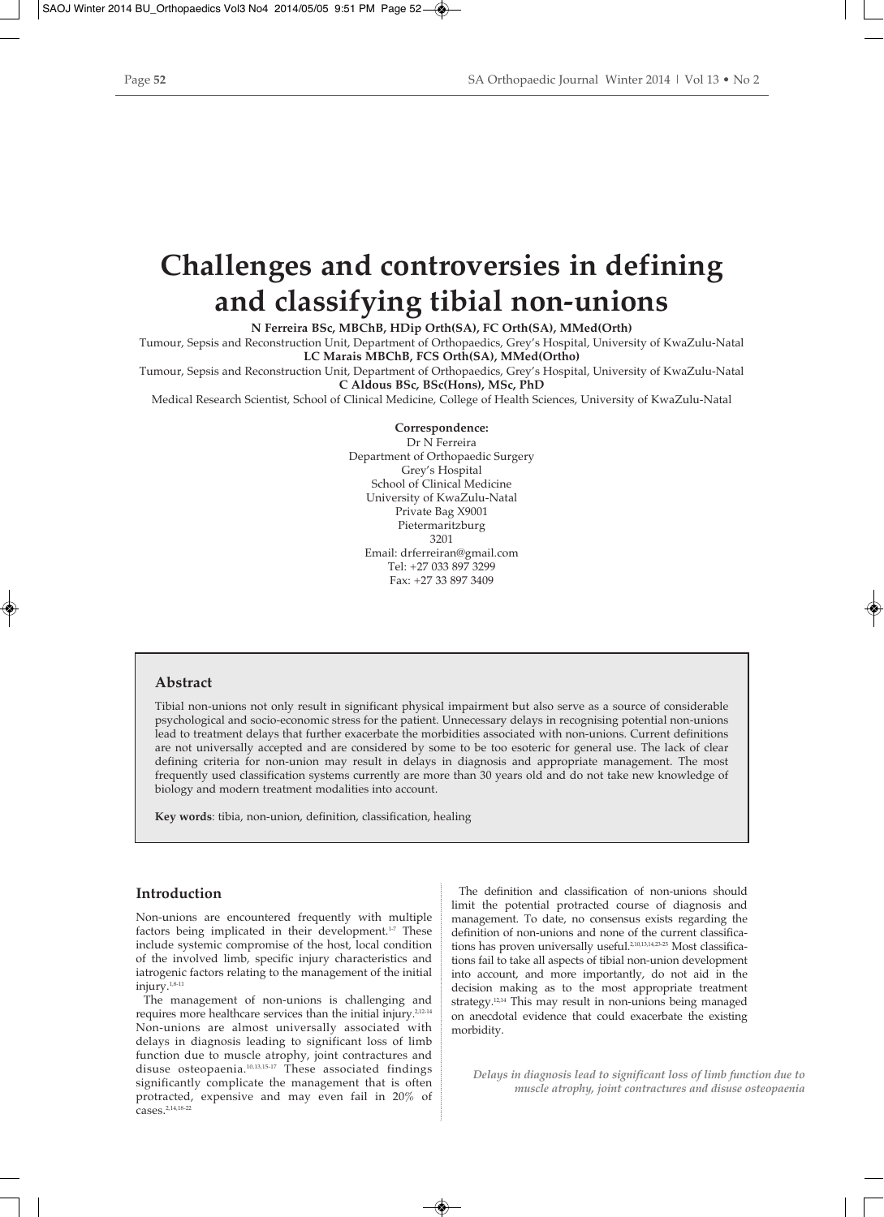# Challenges and controversies in defining and classifying tibial non-unions

**N Ferreira BSc, MBChB, HDip Orth(SA), FC Orth(SA), MMed(Orth)**
Tumour, Sepsis and Reconstruction Unit, Department of Orthopaedics, Grey's Hospital, University of KwaZulu-Natal
**LC Marais MBChB, FCS Orth(SA), MMed(Ortho)**
Tumour, Sepsis and Reconstruction Unit, Department of Orthopaedics, Grey's Hospital, University of KwaZulu-Natal
**C Aldous BSc, BSc(Hons), MSc, PhD**
Medical Research Scientist, School of Clinical Medicine, College of Health Sciences, University of KwaZulu-Natal

**Correspondence:**
Dr N Ferreira
Department of Orthopaedic Surgery
Grey's Hospital
School of Clinical Medicine
University of KwaZulu-Natal
Private Bag X9001
Pietermaritzburg
3201
Email: drferreiran@gmail.com
Tel: +27 033 897 3299
Fax: +27 33 897 3409

## Abstract

Tibial non-unions not only result in significant physical impairment but also serve as a source of considerable psychological and socio-economic stress for the patient. Unnecessary delays in recognising potential non-unions lead to treatment delays that further exacerbate the morbidities associated with non-unions. Current definitions are not universally accepted and are considered by some to be too esoteric for general use. The lack of clear defining criteria for non-union may result in delays in diagnosis and appropriate management. The most frequently used classification systems currently are more than 30 years old and do not take new knowledge of biology and modern treatment modalities into account.

**Key words**: tibia, non-union, definition, classification, healing

## Introduction

Non-unions are encountered frequently with multiple factors being implicated in their development.[1-7] These include systemic compromise of the host, local condition of the involved limb, specific injury characteristics and iatrogenic factors relating to the management of the initial injury.[1,8-11]

The management of non-unions is challenging and requires more healthcare services than the initial injury.[2,12-14] Non-unions are almost universally associated with delays in diagnosis leading to significant loss of limb function due to muscle atrophy, joint contractures and disuse osteopaenia.[10,13,15-17] These associated findings significantly complicate the management that is often protracted, expensive and may even fail in 20% of cases.[2,14,18-22]

The definition and classification of non-unions should limit the potential protracted course of diagnosis and management. To date, no consensus exists regarding the definition of non-unions and none of the current classifications has proven universally useful.[2,10,13,14,23-25] Most classifications fail to take all aspects of tibial non-union development into account, and more importantly, do not aid in the decision making as to the most appropriate treatment strategy.[12,14] This may result in non-unions being managed on anecdotal evidence that could exacerbate the existing morbidity.

*Delays in diagnosis lead to significant loss of limb function due to muscle atrophy, joint contractures and disuse osteopaenia*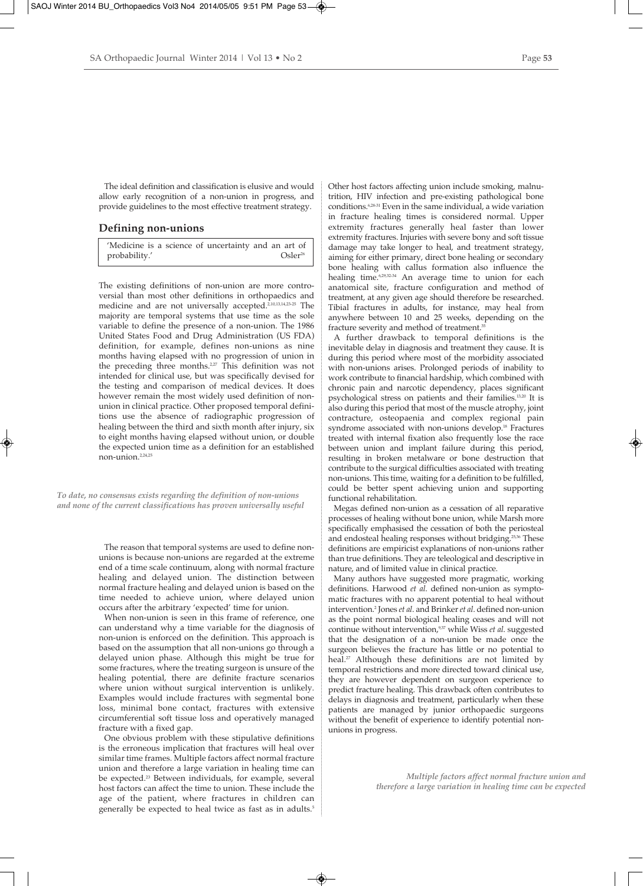The ideal definition and classification is elusive and would allow early recognition of a non-union in progress, and provide guidelines to the most effective treatment strategy.

## Defining non-unions

> 'Medicine is a science of uncertainty and an art of probability.' Osler[26]

The existing definitions of non-union are more controversial than most other definitions in orthopaedics and medicine and are not universally accepted.[2,10,13,14,23-25] The majority are temporal systems that use time as the sole variable to define the presence of a non-union. The 1986 United States Food and Drug Administration (US FDA) definition, for example, defines non-unions as nine months having elapsed with no progression of union in the preceding three months.[2,27] This definition was not intended for clinical use, but was specifically devised for the testing and comparison of medical devices. It does however remain the most widely used definition of non-union in clinical practice. Other proposed temporal definitions use the absence of radiographic progression of healing between the third and sixth month after injury, six to eight months having elapsed without union, or double the expected union time as a definition for an established non-union.[2,24,25]

*To date, no consensus exists regarding the definition of non-unions and none of the current classifications has proven universally useful*

The reason that temporal systems are used to define non-unions is because non-unions are regarded at the extreme end of a time scale continuum, along with normal fracture healing and delayed union. The distinction between normal fracture healing and delayed union is based on the time needed to achieve union, where delayed union occurs after the arbitrary 'expected' time for union.

When non-union is seen in this frame of reference, one can understand why a time variable for the diagnosis of non-union is enforced on the definition. This approach is based on the assumption that all non-unions go through a delayed union phase. Although this might be true for some fractures, where the treating surgeon is unsure of the healing potential, there are definite fracture scenarios where union without surgical intervention is unlikely. Examples would include fractures with segmental bone loss, minimal bone contact, fractures with extensive circumferential soft tissue loss and operatively managed fracture with a fixed gap.

One obvious problem with these stipulative definitions is the erroneous implication that fractures will heal over similar time frames. Multiple factors affect normal fracture union and therefore a large variation in healing time can be expected.[23] Between individuals, for example, several host factors can affect the time to union. These include the age of the patient, where fractures in children can generally be expected to heal twice as fast as in adults.[5] Other host factors affecting union include smoking, malnutrition, HIV infection and pre-existing pathological bone conditions.[6,28-31] Even in the same individual, a wide variation in fracture healing times is considered normal. Upper extremity fractures generally heal faster than lower extremity fractures. Injuries with severe bony and soft tissue damage may take longer to heal, and treatment strategy, aiming for either primary, direct bone healing or secondary bone healing with callus formation also influence the healing time.[6,29,32-34] An average time to union for each anatomical site, fracture configuration and method of treatment, at any given age should therefore be researched. Tibial fractures in adults, for instance, may heal from anywhere between 10 and 25 weeks, depending on the fracture severity and method of treatment.[35]

A further drawback to temporal definitions is the inevitable delay in diagnosis and treatment they cause. It is during this period where most of the morbidity associated with non-unions arises. Prolonged periods of inability to work contribute to financial hardship, which combined with chronic pain and narcotic dependency, places significant psychological stress on patients and their families.[13,20] It is also during this period that most of the muscle atrophy, joint contracture, osteopaenia and complex regional pain syndrome associated with non-unions develop.[18] Fractures treated with internal fixation also frequently lose the race between union and implant failure during this period, resulting in broken metalware or bone destruction that contribute to the surgical difficulties associated with treating non-unions. This time, waiting for a definition to be fulfilled, could be better spent achieving union and supporting functional rehabilitation.

Megas defined non-union as a cessation of all reparative processes of healing without bone union, while Marsh more specifically emphasised the cessation of both the periosteal and endosteal healing responses without bridging.[25,36] These definitions are empiricist explanations of non-unions rather than true definitions. They are teleological and descriptive in nature, and of limited value in clinical practice.

Many authors have suggested more pragmatic, working definitions. Harwood *et al.* defined non-union as symptomatic fractures with no apparent potential to heal without intervention.[2] Jones *et al.* and Brinker *et al.* defined non-union as the point normal biological healing ceases and will not continue without intervention,[9,37] while Wiss *et al.* suggested that the designation of a non-union be made once the surgeon believes the fracture has little or no potential to heal.[27] Although these definitions are not limited by temporal restrictions and more directed toward clinical use, they are however dependent on surgeon experience to predict fracture healing. This drawback often contributes to delays in diagnosis and treatment, particularly when these patients are managed by junior orthopaedic surgeons without the benefit of experience to identify potential non-unions in progress.

*Multiple factors affect normal fracture union and therefore a large variation in healing time can be expected*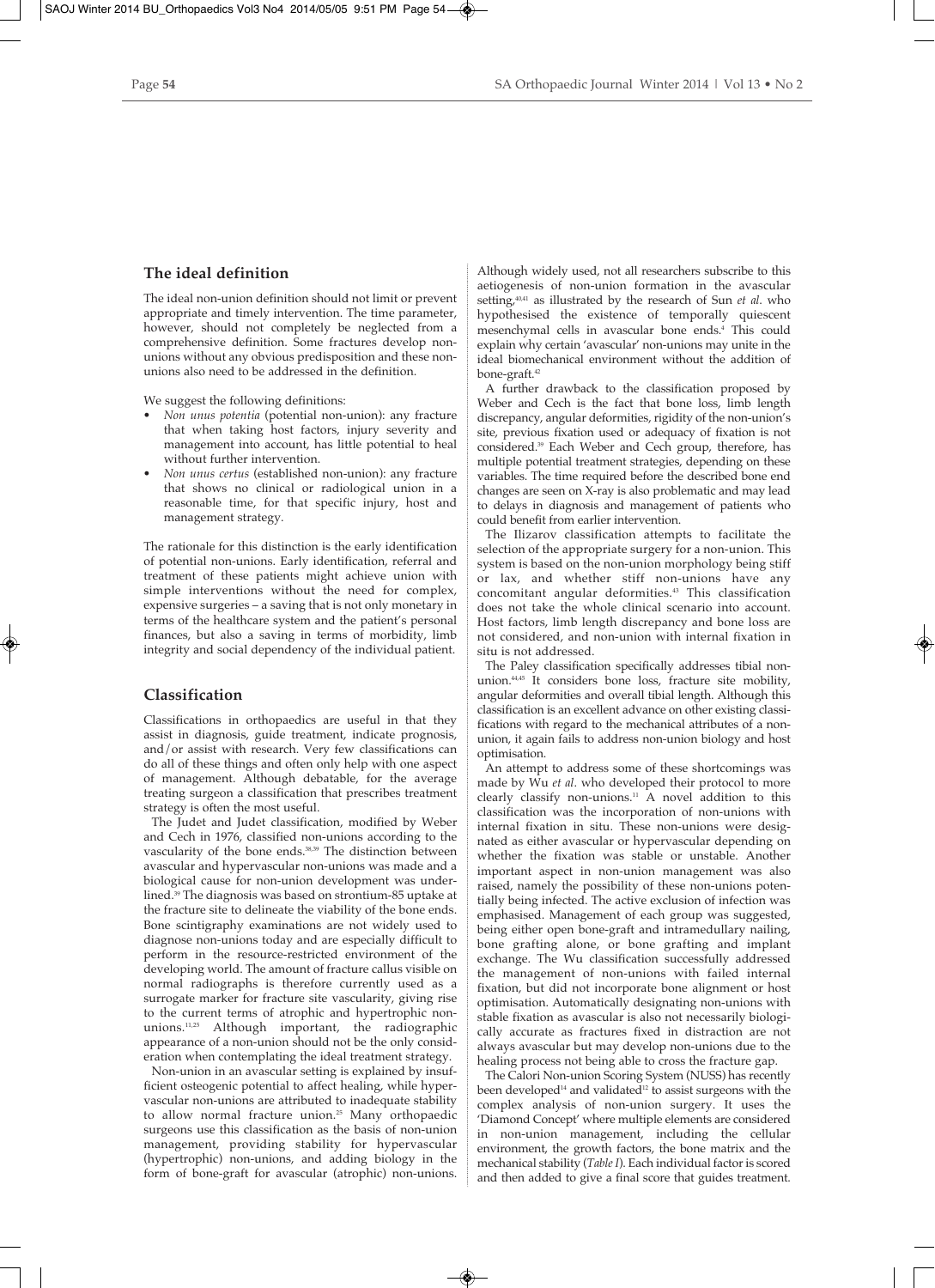## The ideal definition

The ideal non-union definition should not limit or prevent appropriate and timely intervention. The time parameter, however, should not completely be neglected from a comprehensive definition. Some fractures develop non-unions without any obvious predisposition and these non-unions also need to be addressed in the definition.

We suggest the following definitions:

- *Non unus potentia* (potential non-union): any fracture that when taking host factors, injury severity and management into account, has little potential to heal without further intervention.
- *Non unus certus* (established non-union): any fracture that shows no clinical or radiological union in a reasonable time, for that specific injury, host and management strategy.

The rationale for this distinction is the early identification of potential non-unions. Early identification, referral and treatment of these patients might achieve union with simple interventions without the need for complex, expensive surgeries – a saving that is not only monetary in terms of the healthcare system and the patient's personal finances, but also a saving in terms of morbidity, limb integrity and social dependency of the individual patient.

## Classification

Classifications in orthopaedics are useful in that they assist in diagnosis, guide treatment, indicate prognosis, and/or assist with research. Very few classifications can do all of these things and often only help with one aspect of management. Although debatable, for the average treating surgeon a classification that prescribes treatment strategy is often the most useful.

The Judet and Judet classification, modified by Weber and Cech in 1976, classified non-unions according to the vascularity of the bone ends.[38,39] The distinction between avascular and hypervascular non-unions was made and a biological cause for non-union development was underlined.[39] The diagnosis was based on strontium-85 uptake at the fracture site to delineate the viability of the bone ends. Bone scintigraphy examinations are not widely used to diagnose non-unions today and are especially difficult to perform in the resource-restricted environment of the developing world. The amount of fracture callus visible on normal radiographs is therefore currently used as a surrogate marker for fracture site vascularity, giving rise to the current terms of atrophic and hypertrophic non-unions.[11,25] Although important, the radiographic appearance of a non-union should not be the only consideration when contemplating the ideal treatment strategy.

Non-union in an avascular setting is explained by insufficient osteogenic potential to affect healing, while hypervascular non-unions are attributed to inadequate stability to allow normal fracture union.[25] Many orthopaedic surgeons use this classification as the basis of non-union management, providing stability for hypervascular (hypertrophic) non-unions, and adding biology in the form of bone-graft for avascular (atrophic) non-unions. Although widely used, not all researchers subscribe to this aetiogenesis of non-union formation in the avascular setting,[40,41] as illustrated by the research of Sun *et al*. who hypothesised the existence of temporally quiescent mesenchymal cells in avascular bone ends.[4] This could explain why certain 'avascular' non-unions may unite in the ideal biomechanical environment without the addition of bone-graft.[42]

A further drawback to the classification proposed by Weber and Cech is the fact that bone loss, limb length discrepancy, angular deformities, rigidity of the non-union's site, previous fixation used or adequacy of fixation is not considered.[39] Each Weber and Cech group, therefore, has multiple potential treatment strategies, depending on these variables. The time required before the described bone end changes are seen on X-ray is also problematic and may lead to delays in diagnosis and management of patients who could benefit from earlier intervention.

The Ilizarov classification attempts to facilitate the selection of the appropriate surgery for a non-union. This system is based on the non-union morphology being stiff or lax, and whether stiff non-unions have any concomitant angular deformities.[43] This classification does not take the whole clinical scenario into account. Host factors, limb length discrepancy and bone loss are not considered, and non-union with internal fixation in situ is not addressed.

The Paley classification specifically addresses tibial non-union.[44,45] It considers bone loss, fracture site mobility, angular deformities and overall tibial length. Although this classification is an excellent advance on other existing classifications with regard to the mechanical attributes of a non-union, it again fails to address non-union biology and host optimisation.

An attempt to address some of these shortcomings was made by Wu *et al*. who developed their protocol to more clearly classify non-unions.[11] A novel addition to this classification was the incorporation of non-unions with internal fixation in situ. These non-unions were designated as either avascular or hypervascular depending on whether the fixation was stable or unstable. Another important aspect in non-union management was also raised, namely the possibility of these non-unions potentially being infected. The active exclusion of infection was emphasised. Management of each group was suggested, being either open bone-graft and intramedullary nailing, bone grafting alone, or bone grafting and implant exchange. The Wu classification successfully addressed the management of non-unions with failed internal fixation, but did not incorporate bone alignment or host optimisation. Automatically designating non-unions with stable fixation as avascular is also not necessarily biologically accurate as fractures fixed in distraction are not always avascular but may develop non-unions due to the healing process not being able to cross the fracture gap.

The Calori Non-union Scoring System (NUSS) has recently been developed[14] and validated[12] to assist surgeons with the complex analysis of non-union surgery. It uses the 'Diamond Concept' where multiple elements are considered in non-union management, including the cellular environment, the growth factors, the bone matrix and the mechanical stability (*Table I*). Each individual factor is scored and then added to give a final score that guides treatment.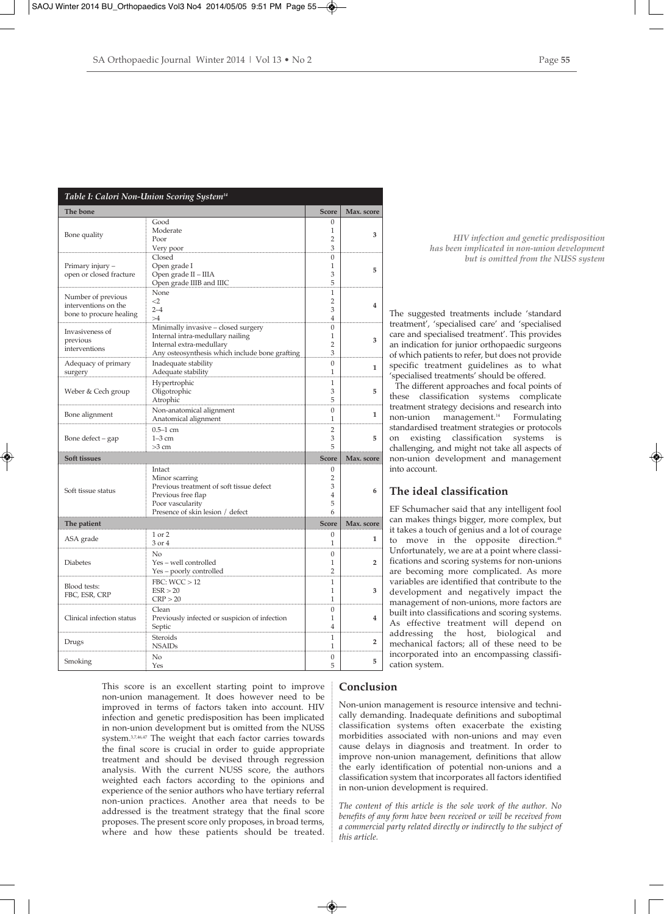**Table I: Calori Non-Union Scoring System[14]**

| The bone | | Score | Max. score |
|---|---|---|---|
| Bone quality | Good | 0 | 3 |
| | Moderate | 1 | |
| | Poor | 2 | |
| | Very poor | 3 | |
| Primary injury – open or closed fracture | Closed | 0 | 5 |
| | Open grade I | 1 | |
| | Open grade II – IIIA | 3 | |
| | Open grade IIIB and IIIC | 5 | |
| Number of previous interventions on the bone to procure healing | None | 1 | 4 |
| | <2 | 2 | |
| | 2–4 | 3 | |
| | >4 | 4 | |
| Invasiveness of previous interventions | Minimally invasive – closed surgery | 0 | 3 |
| | Internal intra-medullary nailing | 1 | |
| | Internal extra-medullary | 2 | |
| | Any osteosynthesis which include bone grafting | 3 | |
| Adequacy of primary surgery | Inadequate stability | 0 | 1 |
| | Adequate stability | 1 | |
| Weber & Cech group | Hypertrophic | 1 | 5 |
| | Oligotrophic | 3 | |
| | Atrophic | 5 | |
| Bone alignment | Non-anatomical alignment | 0 | 1 |
| | Anatomical alignment | 1 | |
| Bone defect – gap | 0.5–1 cm | 2 | 5 |
| | 1–3 cm | 3 | |
| | >3 cm | 5 | |
| **Soft tissues** | | **Score** | **Max. score** |
| Soft tissue status | Intact | 0 | 6 |
| | Minor scarring | 2 | |
| | Previous treatment of soft tissue defect | 3 | |
| | Previous free flap | 4 | |
| | Poor vascularity | 5 | |
| | Presence of skin lesion / defect | 6 | |
| **The patient** | | **Score** | **Max. score** |
| ASA grade | 1 or 2 | 0 | 1 |
| | 3 or 4 | 1 | |
| Diabetes | No | 0 | 2 |
| | Yes – well controlled | 1 | |
| | Yes – poorly controlled | 2 | |
| Blood tests: FBC, ESR, CRP | FBC: WCC > 12 | 1 | 3 |
| | ESR > 20 | 1 | |
| | CRP > 20 | 1 | |
| Clinical infection status | Clean | 0 | 4 |
| | Previously infected or suspicion of infection | 1 | |
| | Septic | 4 | |
| Drugs | Steroids | 1 | 2 |
| | NSAIDs | 1 | |
| Smoking | No | 0 | 5 |
| | Yes | 5 | |

This score is an excellent starting point to improve non-union management. It does however need to be improved in terms of factors taken into account. HIV infection and genetic predisposition has been implicated in non-union development but is omitted from the NUSS system.[3,7,46,47] The weight that each factor carries towards the final score is crucial in order to guide appropriate treatment and should be devised through regression analysis. With the current NUSS score, the authors weighted each factors according to the opinions and experience of the senior authors who have tertiary referral non-union practices. Another area that needs to be addressed is the treatment strategy that the final score proposes. The present score only proposes, in broad terms, where and how these patients should be treated.

*HIV infection and genetic predisposition has been implicated in non-union development but is omitted from the NUSS system*

The suggested treatments include 'standard treatment', 'specialised care' and 'specialised care and specialised treatment'. This provides an indication for junior orthopaedic surgeons of which patients to refer, but does not provide specific treatment guidelines as to what 'specialised treatments' should be offered.

The different approaches and focal points of these classification systems complicate treatment strategy decisions and research into non-union management.[14] Formulating standardised treatment strategies or protocols on existing classification systems is challenging, and might not take all aspects of non-union development and management into account.

## The ideal classification

EF Schumacher said that any intelligent fool can makes things bigger, more complex, but it takes a touch of genius and a lot of courage to move in the opposite direction.[48] Unfortunately, we are at a point where classifications and scoring systems for non-unions are becoming more complicated. As more variables are identified that contribute to the development and negatively impact the management of non-unions, more factors are built into classifications and scoring systems. As effective treatment will depend on addressing the host, biological and mechanical factors; all of these need to be incorporated into an encompassing classification system.

## Conclusion

Non-union management is resource intensive and technically demanding. Inadequate definitions and suboptimal classification systems often exacerbate the existing morbidities associated with non-unions and may even cause delays in diagnosis and treatment. In order to improve non-union management, definitions that allow the early identification of potential non-unions and a classification system that incorporates all factors identified in non-union development is required.

*The content of this article is the sole work of the author. No benefits of any form have been received or will be received from a commercial party related directly or indirectly to the subject of this article.*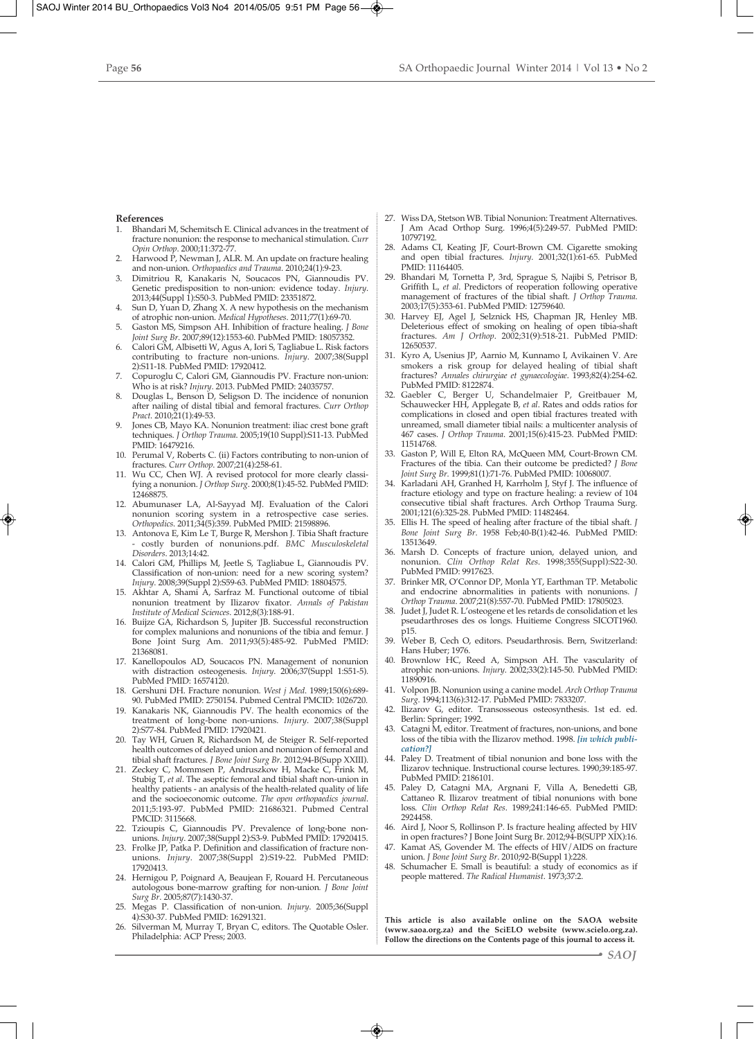## References

1. Bhandari M, Schemitsch E. Clinical advances in the treatment of fracture nonunion: the response to mechanical stimulation. *Curr Opin Orthop*. 2000;11:372-77.
2. Harwood P, Newman J, ALR. M. An update on fracture healing and non-union. *Orthopaedics and Trauma*. 2010;24(1):9-23.
3. Dimitriou R, Kanakaris N, Soucacos PN, Giannoudis PV. Genetic predisposition to non-union: evidence today. *Injury*. 2013;44(Suppl 1):S50-3. PubMed PMID: 23351872.
4. Sun D, Yuan D, Zhang X. A new hypothesis on the mechanism of atrophic non-union. *Medical Hypotheses*. 2011;77(1):69-70.
5. Gaston MS, Simpson AH. Inhibition of fracture healing. *J Bone Joint Surg Br*. 2007;89(12):1553-60. PubMed PMID: 18057352.
6. Calori GM, Albisetti W, Agus A, Iori S, Tagliabue L. Risk factors contributing to fracture non-unions. *Injury*. 2007;38(Suppl 2):S11-18. PubMed PMID: 17920412.
7. Copuroglu C, Calori GM, Giannoudis PV. Fracture non-union: Who is at risk? *Injury*. 2013. PubMed PMID: 24035757.
8. Douglas L, Benson D, Seligson D. The incidence of nonunion after nailing of distal tibial and femoral fractures. *Curr Orthop Pract*. 2010;21(1):49-53.
9. Jones CB, Mayo KA. Nonunion treatment: iliac crest bone graft techniques. *J Orthop Trauma*. 2005;19(10 Suppl):S11-13. PubMed PMID: 16479216.
10. Perumal V, Roberts C. (ii) Factors contributing to non-union of fractures. *Curr Orthop*. 2007;21(4):258-61.
11. Wu CC, Chen WJ. A revised protocol for more clearly classifying a nonunion. *J Orthop Surg*. 2000;8(1):45-52. PubMed PMID: 12468875.
12. Abumunaser LA, Al-Sayyad MJ. Evaluation of the Calori nonunion scoring system in a retrospective case series. *Orthopedics*. 2011;34(5):359. PubMed PMID: 21598896.
13. Antonova E, Kim Le T, Burge R, Mershon J. Tibia Shaft fracture - costly burden of nonunions.pdf. *BMC Musculoskeletal Disorders*. 2013;14:42.
14. Calori GM, Phillips M, Jeetle S, Tagliabue L, Giannoudis PV. Classification of non-union: need for a new scoring system? *Injury*. 2008;39(Suppl 2):S59-63. PubMed PMID: 18804575.
15. Akhtar A, Shami A, Sarfraz M. Functional outcome of tibial nonunion treatment by Ilizarov fixator. *Annals of Pakistan Institute of Medical Sciences*. 2012;8(3):188-91.
16. Buijze GA, Richardson S, Jupiter JB. Successful reconstruction for complex malunions and nonunions of the tibia and femur. J Bone Joint Surg Am. 2011;93(5):485-92. PubMed PMID: 21368081.
17. Kanellopoulos AD, Soucacos PN. Management of nonunion with distraction osteogenesis. *Injury*. 2006;37(Suppl 1:S51-5). PubMed PMID: 16574120.
18. Gershuni DH. Fracture nonunion. *West j Med*. 1989;150(6):689-90. PubMed PMID: 2750154. Pubmed Central PMCID: 1026720.
19. Kanakaris NK, Giannoudis PV. The health economics of the treatment of long-bone non-unions. *Injury*. 2007;38(Suppl 2):S77-84. PubMed PMID: 17920421.
20. Tay WH, Gruen R, Richardson M, de Steiger R. Self-reported health outcomes of delayed union and nonunion of femoral and tibial shaft fractures. *J Bone Joint Surg Br*. 2012;94-B(Supp XXIII).
21. Zeckey C, Mommsen P, Andruszkow H, Macke C, Frink M, Stubig T, *et al*. The aseptic femoral and tibial shaft non-union in healthy patients - an analysis of the health-related quality of life and the socioeconomic outcome. *The open orthopaedics journal*. 2011;5:193-97. PubMed PMID: 21686321. Pubmed Central PMCID: 3115668.
22. Tzioupis C, Giannoudis PV. Prevalence of long-bone non-unions. *Injury*. 2007;38(Suppl 2):S3-9. PubMed PMID: 17920415.
23. Frolke JP, Patka P. Definition and classification of fracture non-unions. *Injury*. 2007;38(Suppl 2):S19-22. PubMed PMID: 17920413.
24. Hernigou P, Poignard A, Beaujean F, Rouard H. Percutaneous autologous bone-marrow grafting for non-union. *J Bone Joint Surg Br*. 2005;87(7):1430-37.
25. Megas P. Classification of non-union. *Injury*. 2005;36(Suppl 4):S30-37. PubMed PMID: 16291321.
26. Silverman M, Murray T, Bryan C, editors. The Quotable Osler. Philadelphia: ACP Press; 2003.
27. Wiss DA, Stetson WB. Tibial Nonunion: Treatment Alternatives. J Am Acad Orthop Surg. 1996;4(5):249-57. PubMed PMID: 10797192.
28. Adams CI, Keating JF, Court-Brown CM. Cigarette smoking and open tibial fractures. *Injury*. 2001;32(1):61-65. PubMed PMID: 11164405.
29. Bhandari M, Tornetta P, 3rd, Sprague S, Najibi S, Petrisor B, Griffith L, *et al*. Predictors of reoperation following operative management of fractures of the tibial shaft. *J Orthop Trauma*. 2003;17(5):353-61. PubMed PMID: 12759640.
30. Harvey EJ, Agel J, Selznick HS, Chapman JR, Henley MB. Deleterious effect of smoking on healing of open tibia-shaft fractures. *Am J Orthop*. 2002;31(9):518-21. PubMed PMID: 12650537.
31. Kyro A, Usenius JP, Aarnio M, Kunnamo I, Avikainen V. Are smokers a risk group for delayed healing of tibial shaft fractures? *Annales chirurgiae et gynaecologiae*. 1993;82(4):254-62. PubMed PMID: 8122874.
32. Gaebler C, Berger U, Schandelmaier P, Greitbauer M, Schauwecker HH, Applegate B, *et al*. Rates and odds ratios for complications in closed and open tibial fractures treated with unreamed, small diameter tibial nails: a multicenter analysis of 467 cases. *J Orthop Trauma*. 2001;15(6):415-23. PubMed PMID: 11514768.
33. Gaston P, Will E, Elton RA, McQueen MM, Court-Brown CM. Fractures of the tibia. Can their outcome be predicted? *J Bone Joint Surg Br*. 1999;81(1):71-76. PubMed PMID: 10068007.
34. Karladani AH, Granhed H, Karrholm J, Styf J. The influence of fracture etiology and type on fracture healing: a review of 104 consecutive tibial shaft fractures. Arch Orthop Trauma Surg. 2001;121(6):325-28. PubMed PMID: 11482464.
35. Ellis H. The speed of healing after fracture of the tibial shaft. *J Bone Joint Surg Br*. 1958 Feb;40-B(1):42-46. PubMed PMID: 13513649.
36. Marsh D. Concepts of fracture union, delayed union, and nonunion. *Clin Orthop Relat Res*. 1998;355(Suppl):S22-30. PubMed PMID: 9917623.
37. Brinker MR, O'Connor DP, Monla YT, Earthman TP. Metabolic and endocrine abnormalities in patients with nonunions. *J Orthop Trauma*. 2007;21(8):557-70. PubMed PMID: 17805023.
38. Judet J, Judet R. L'osteogene et les retards de consolidation et les pseudarthroses des os longs. Huitieme Congress SICOT1960. p15.
39. Weber B, Cech O, editors. Pseudarthrosis. Bern, Switzerland: Hans Huber; 1976.
40. Brownlow HC, Reed A, Simpson AH. The vascularity of atrophic non-unions. *Injury*. 2002;33(2):145-50. PubMed PMID: 11890916.
41. Volpon JB. Nonunion using a canine model. *Arch Orthop Trauma Surg*. 1994;113(6):312-17. PubMed PMID: 7833207.
42. Ilizarov G, editor. Transosseous osteosynthesis. 1st ed. ed. Berlin: Springer; 1992.
43. Catagni M, editor. Treatment of fractures, non-unions, and bone loss of the tibia with the Ilizarov method. 1998. ***[in which publication?]***
44. Paley D. Treatment of tibial nonunion and bone loss with the Ilizarov technique. Instructional course lectures. 1990;39:185-97. PubMed PMID: 2186101.
45. Paley D, Catagni MA, Argnani F, Villa A, Benedetti GB, Cattaneo R. Ilizarov treatment of tibial nonunions with bone loss. *Clin Orthop Relat Res*. 1989;241:146-65. PubMed PMID: 2924458.
46. Aird J, Noor S, Rollinson P. Is fracture healing affected by HIV in open fractures? J Bone Joint Surg Br. 2012;94-B(SUPP XIX):16.
47. Kamat AS, Govender M. The effects of HIV/AIDS on fracture union. *J Bone Joint Surg Br*. 2010;92-B(Suppl 1):228.
48. Schumacher E. Small is beautiful: a study of economics as if people mattered. *The Radical Humanist*. 1973;37:2.

**This article is also available online on the SAOA website (www.saoa.org.za) and the SciELO website (www.scielo.org.za). Follow the directions on the Contents page of this journal to access it.**